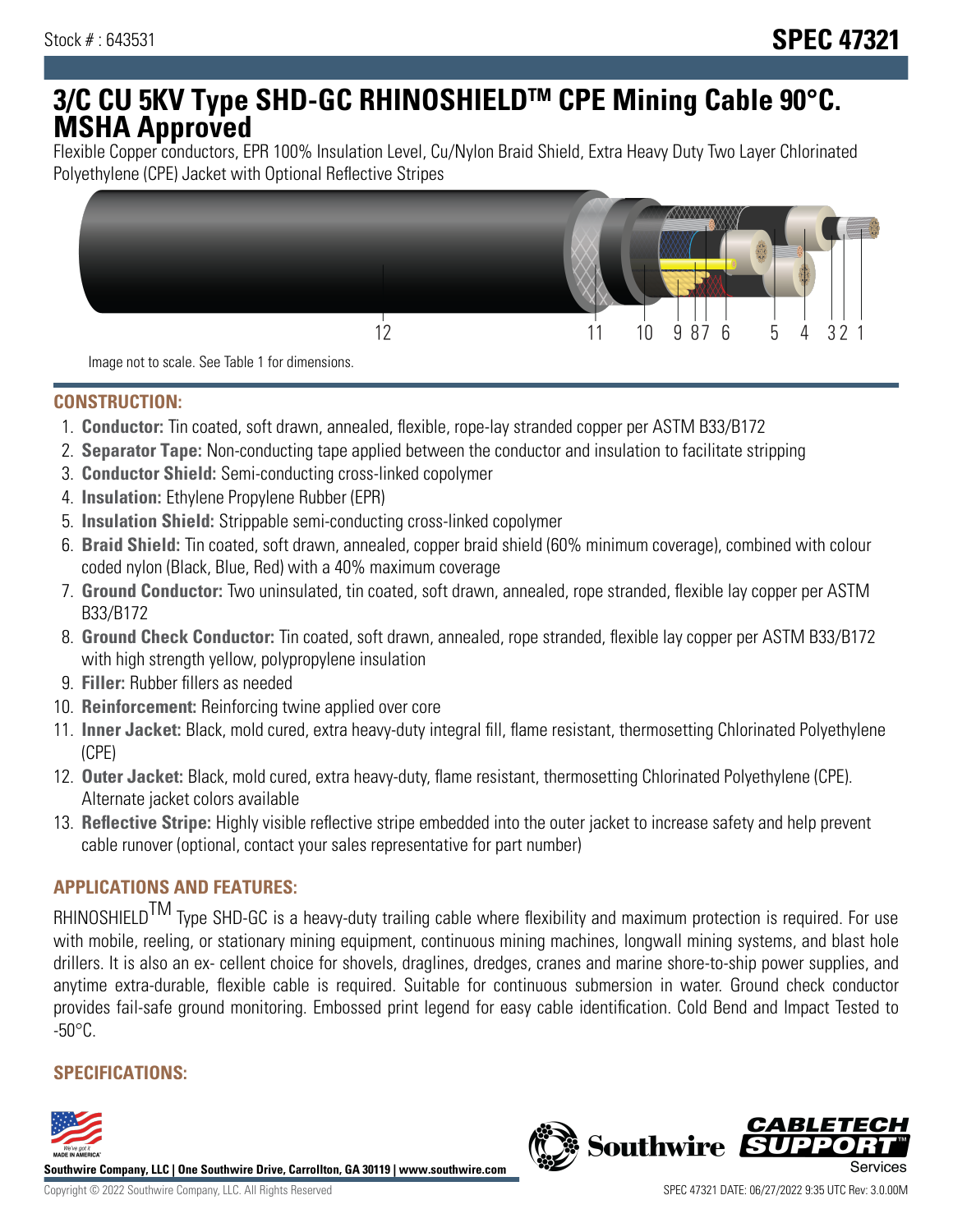Stock # : 643531

# SPEC 47321

# 3/C CU 5KV Type SHD-GC RHINOSHIELDTM CPE Mining Cable 90°C. MSHA Approved

Flexible Copper conductors, EPR 100% Insulation Level, Cu/Nylon Braid Shield, Extra Heavy Duty Two Layer Chlorinated Polyethylene (CPE) Jacket with Optional Reflective Stripes

12 11 10 9 8 7 6 5 4 3 2 1

Image not to scale. See Table 1 for dimensions.

## CONSTRUCTION:

1. **Conductor:** Tin coated, soft drawn, annealed, flexible, rope-lay stranded copper per ASTM B33/B172
2. **Separator Tape:** Non-conducting tape applied between the conductor and insulation to facilitate stripping
3. **Conductor Shield:** Semi-conducting cross-linked copolymer
4. **Insulation:** Ethylene Propylene Rubber (EPR)
5. **Insulation Shield:** Strippable semi-conducting cross-linked copolymer
6. **Braid Shield:** Tin coated, soft drawn, annealed, copper braid shield (60% minimum coverage), combined with colour coded nylon (Black, Blue, Red) with a 40% maximum coverage
7. **Ground Conductor:** Two uninsulated, tin coated, soft drawn, annealed, rope stranded, flexible lay copper per ASTM B33/B172
8. **Ground Check Conductor:** Tin coated, soft drawn, annealed, rope stranded, flexible lay copper per ASTM B33/B172 with high strength yellow, polypropylene insulation
9. **Filler:** Rubber fillers as needed
10. **Reinforcement:** Reinforcing twine applied over core
11. **Inner Jacket:** Black, mold cured, extra heavy-duty integral fill, flame resistant, thermosetting Chlorinated Polyethylene (CPE)
12. **Outer Jacket:** Black, mold cured, extra heavy-duty, flame resistant, thermosetting Chlorinated Polyethylene (CPE). Alternate jacket colors available
13. **Reflective Stripe:** Highly visible reflective stripe embedded into the outer jacket to increase safety and help prevent cable runover (optional, contact your sales representative for part number)

## APPLICATIONS AND FEATURES:

RHINOSHIELDTM Type SHD-GC is a heavy-duty trailing cable where flexibility and maximum protection is required. For use with mobile, reeling, or stationary mining equipment, continuous mining machines, longwall mining systems, and blast hole drillers. It is also an ex- cellent choice for shovels, draglines, dredges, cranes and marine shore-to-ship power supplies, and anytime extra-durable, flexible cable is required. Suitable for continuous submersion in water. Ground check conductor provides fail-safe ground monitoring. Embossed print legend for easy cable identification. Cold Bend and Impact Tested to -50°C.

## SPECIFICATIONS:

**Southwire Company, LLC | One Southwire Drive, Carrollton, GA 30119 | www.southwire.com**

Copyright © 2022 Southwire Company, LLC. All Rights Reserved

SPEC 47321 DATE: 06/27/2022 9:35 UTC Rev: 3.0.00M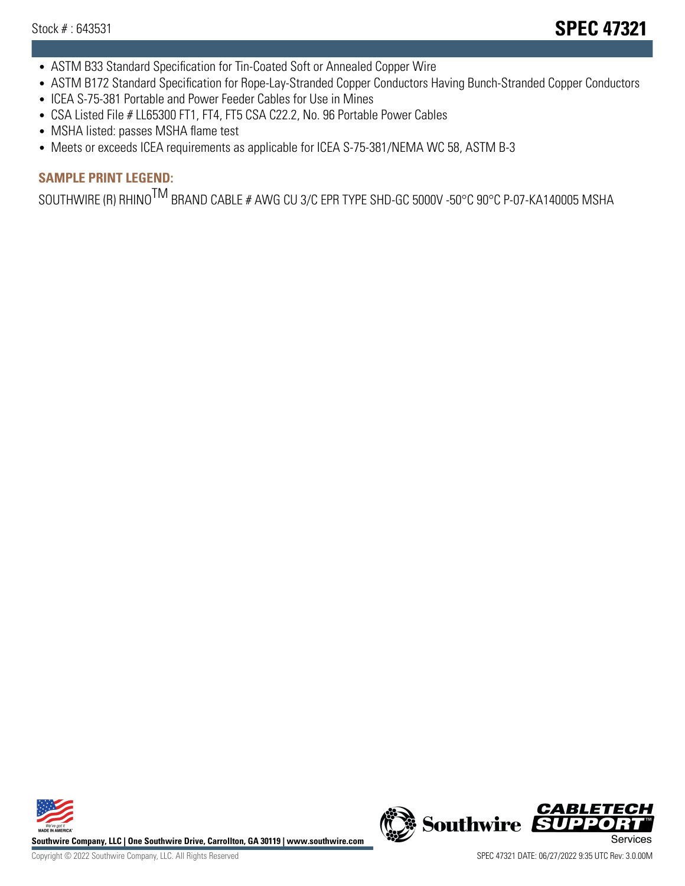- ASTM B33 Standard Specification for Tin-Coated Soft or Annealed Copper Wire
- ASTM B172 Standard Specification for Rope-Lay-Stranded Copper Conductors Having Bunch-Stranded Copper Conductors
- ICEA S-75-381 Portable and Power Feeder Cables for Use in Mines
- CSA Listed File # LL65300 FT1, FT4, FT5 CSA C22.2, No. 96 Portable Power Cables
- MSHA listed: passes MSHA flame test
- Meets or exceeds ICEA requirements as applicable for ICEA S-75-381/NEMA WC 58, ASTM B-3

## SAMPLE PRINT LEGEND:

SOUTHWIRE (R) RHINO$^{TM}$ BRAND CABLE # AWG CU 3/C EPR TYPE SHD-GC 5000V -50°C 90°C P-07-KA140005 MSHA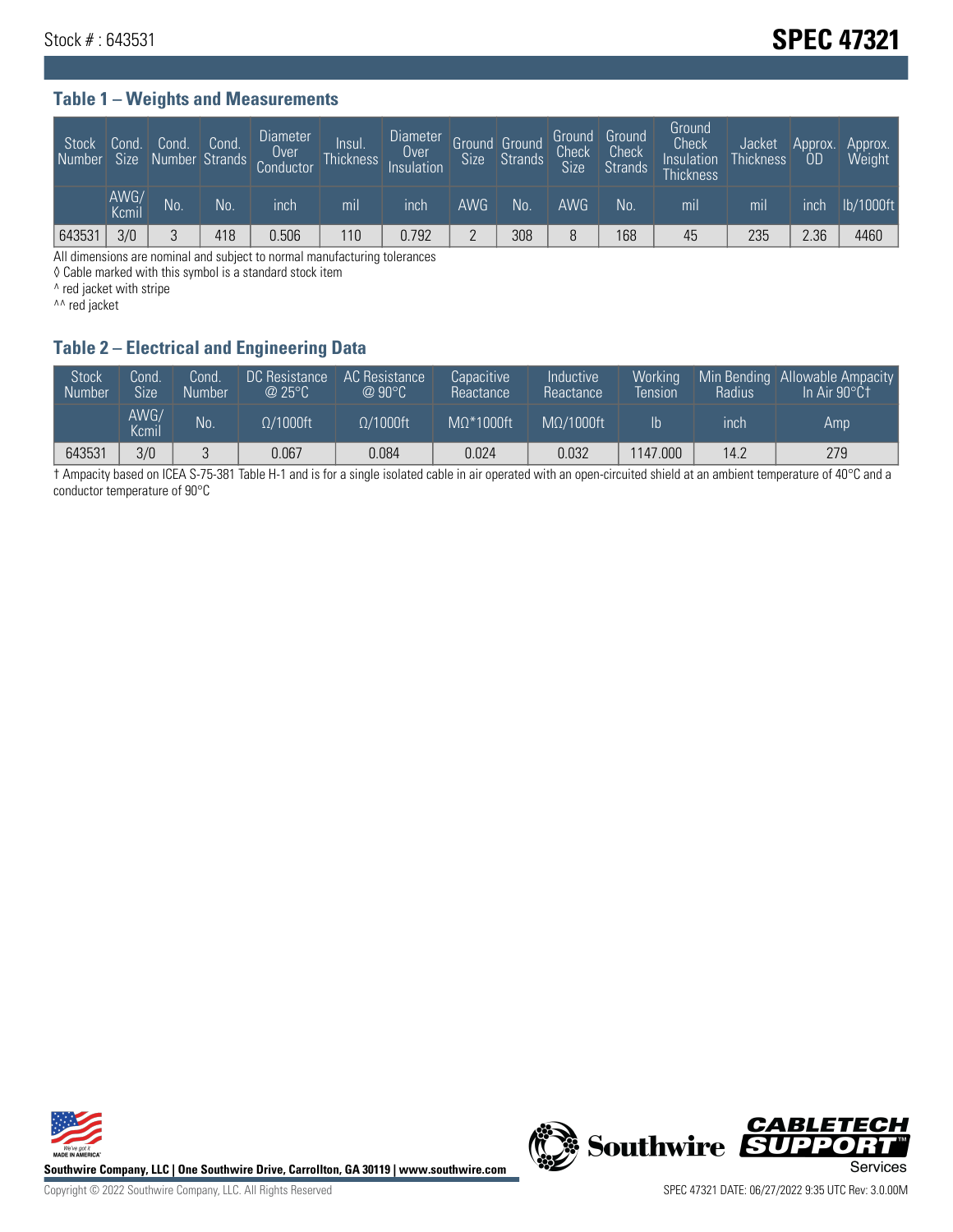Stock # : 643531

# SPEC 47321

## Table 1 – Weights and Measurements

| Stock Number | Cond. Size | Cond. Number | Cond. Strands | Diameter Over Conductor | Insul. Thickness | Diameter Over Insulation | Ground Size | Ground Strands | Ground Check Size | Ground Check Strands | Ground Check Insulation Thickness | Jacket Thickness | Approx. OD | Approx. Weight |
|---|---|---|---|---|---|---|---|---|---|---|---|---|---|---|
| | AWG/ Kcmil | No. | No. | inch | mil | inch | AWG | No. | AWG | No. | mil | mil | inch | lb/1000ft |
| 643531 | 3/0 | 3 | 418 | 0.506 | 110 | 0.792 | 2 | 308 | 8 | 168 | 45 | 235 | 2.36 | 4460 |

All dimensions are nominal and subject to normal manufacturing tolerances

◊ Cable marked with this symbol is a standard stock item

^ red jacket with stripe

^^ red jacket

## Table 2 – Electrical and Engineering Data

| Stock Number | Cond. Size | Cond. Number | DC Resistance @ 25°C | AC Resistance @ 90°C | Capacitive Reactance | Inductive Reactance | Working Tension | Min Bending Radius | Allowable Ampacity In Air 90°C† |
|---|---|---|---|---|---|---|---|---|---|
| | AWG/ Kcmil | No. | Ω/1000ft | Ω/1000ft | MΩ*1000ft | MΩ/1000ft | lb | inch | Amp |
| 643531 | 3/0 | 3 | 0.067 | 0.084 | 0.024 | 0.032 | 1147.000 | 14.2 | 279 |

† Ampacity based on ICEA S-75-381 Table H-1 and is for a single isolated cable in air operated with an open-circuited shield at an ambient temperature of 40°C and a conductor temperature of 90°C

Southwire Company, LLC | One Southwire Drive, Carrollton, GA 30119 | www.southwire.com

Copyright © 2022 Southwire Company, LLC. All Rights Reserved

SPEC 47321 DATE: 06/27/2022 9:35 UTC Rev: 3.0.00M